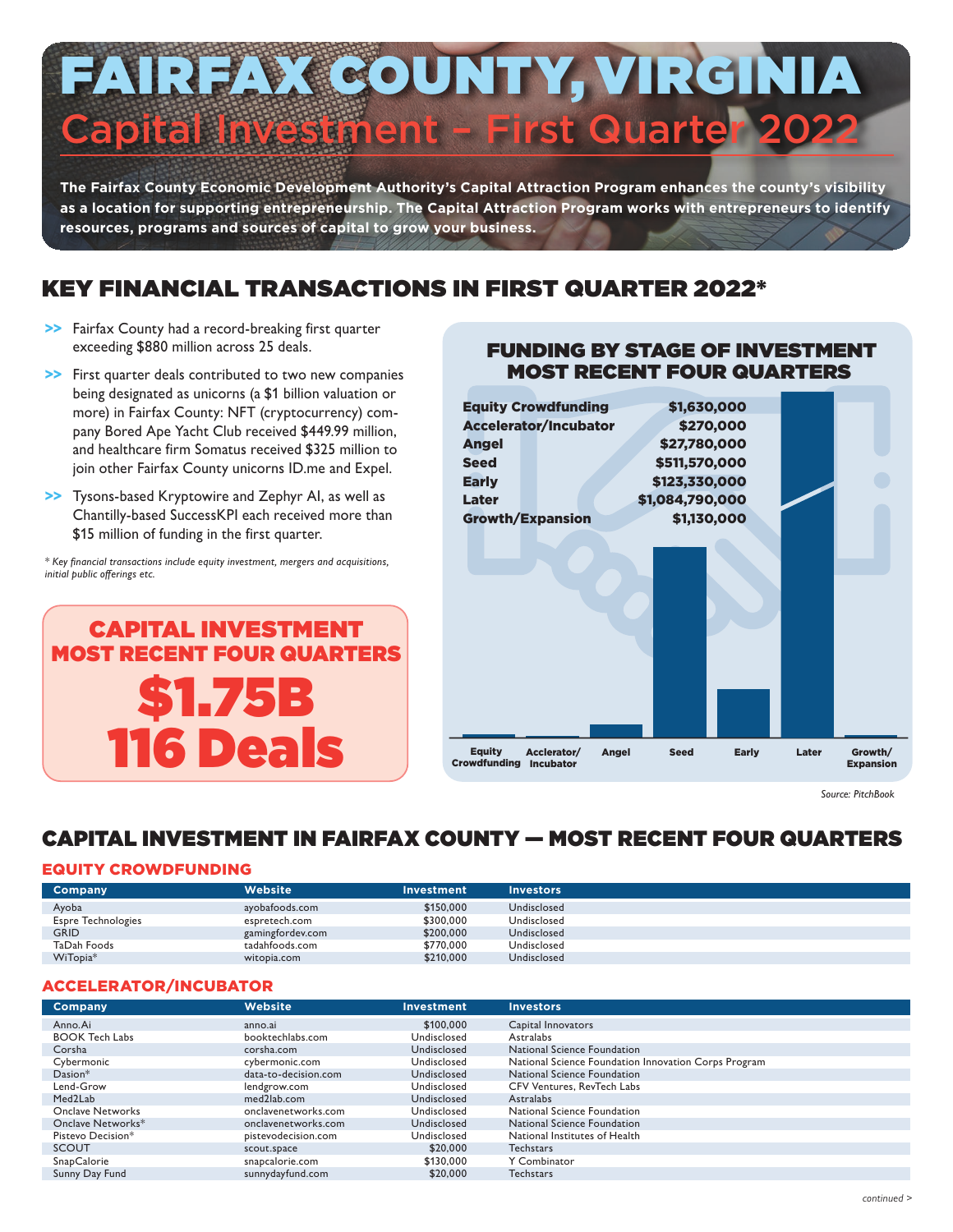# FAIRFAX COUNTY, VIRGINIA

## Capital Investment – First Quarter 2022

**The Fairfax County Economic Development Authority's Capital Attraction Program enhances the county's visibility as a location for supporting entrepreneurship. The Capital Attraction Program works with entrepreneurs to identify resources, programs and sources of capital to grow your business.**

## KEY FINANCIAL TRANSACTIONS IN FIRST QUARTER 2022*

- Fairfax County had a record-breaking first quarter exceeding $880 million across 25 deals.
- First quarter deals contributed to two new companies being designated as unicorns (a $1 billion valuation or more) in Fairfax County: NFT (cryptocurrency) company Bored Ape Yacht Club received $449.99 million, and healthcare firm Somatus received $325 million to join other Fairfax County unicorns ID.me and Expel.
- Tysons-based Kryptowire and Zephyr AI, as well as Chantilly-based SuccessKPI each received more than $15 million of funding in the first quarter.

*\* Key financial transactions include equity investment, mergers and acquisitions, initial public offerings etc.*

### CAPITAL INVESTMENT MOST RECENT FOUR QUARTERS

**$1.75B**
**116 Deals**

### FUNDING BY STAGE OF INVESTMENT MOST RECENT FOUR QUARTERS

| Stage | Funding |
|---|---|
| Equity Crowdfunding | $1,630,000 |
| Accelerator/Incubator | $270,000 |
| Angel | $27,780,000 |
| Seed | $511,570,000 |
| Early | $123,330,000 |
| Later | $1,084,790,000 |
| Growth/Expansion | $1,130,000 |

*Source: PitchBook*

## CAPITAL INVESTMENT IN FAIRFAX COUNTY — MOST RECENT FOUR QUARTERS

### EQUITY CROWDFUNDING

| Company | Website | Investment | Investors |
|---|---|---|---|
| Ayoba | ayobafoods.com | $150,000 | Undisclosed |
| Espre Technologies | espretech.com | $300,000 | Undisclosed |
| GRID | gamingfordev.com | $200,000 | Undisclosed |
| TaDah Foods | tadahfoods.com | $770,000 | Undisclosed |
| WiTopia* | witopia.com | $210,000 | Undisclosed |

### ACCELERATOR/INCUBATOR

| Company | Website | Investment | Investors |
|---|---|---|---|
| Anno.Ai | anno.ai | $100,000 | Capital Innovators |
| BOOK Tech Labs | booktechlabs.com | Undisclosed | Astralabs |
| Corsha | corsha.com | Undisclosed | National Science Foundation |
| Cybermonic | cybermonic.com | Undisclosed | National Science Foundation Innovation Corps Program |
| Dasion* | data-to-decision.com | Undisclosed | National Science Foundation |
| Lend-Grow | lendgrow.com | Undisclosed | CFV Ventures, RevTech Labs |
| Med2Lab | med2lab.com | Undisclosed | Astralabs |
| Onclave Networks | onclavenetworks.com | Undisclosed | National Science Foundation |
| Onclave Networks* | onclavenetworks.com | Undisclosed | National Science Foundation |
| Pistevo Decision* | pistevodecision.com | Undisclosed | National Institutes of Health |
| SCOUT | scout.space | $20,000 | Techstars |
| SnapCalorie | snapcalorie.com | $130,000 | Y Combinator |
| Sunny Day Fund | sunnydayfund.com | $20,000 | Techstars |

*continued >*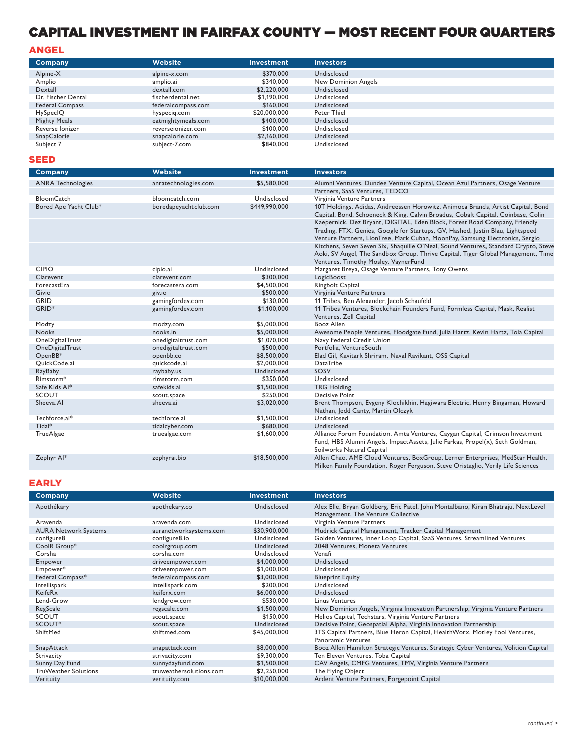# CAPITAL INVESTMENT IN FAIRFAX COUNTY — MOST RECENT FOUR QUARTERS

## ANGEL

| Company | Website | Investment | Investors |
|---|---|---|---|
| Alpine-X | alpine-x.com | $370,000 | Undisclosed |
| Amplio | amplio.ai | $340,000 | New Dominion Angels |
| Dextall | dextall.com | $2,220,000 | Undisclosed |
| Dr. Fischer Dental | fischerdental.net | $1,190,000 | Undisclosed |
| Federal Compass | federalcompass.com | $160,000 | Undisclosed |
| HySpecIQ | hyspeciq.com | $20,000,000 | Peter Thiel |
| Mighty Meals | eatmightymeals.com | $400,000 | Undisclosed |
| Reverse Ionizer | reverseionizer.com | $100,000 | Undisclosed |
| SnapCalorie | snapcalorie.com | $2,160,000 | Undisclosed |
| Subject 7 | subject-7.com | $840,000 | Undisclosed |

## SEED

| Company | Website | Investment | Investors |
|---|---|---|---|
| ANRA Technologies | anratechnologies.com | $5,580,000 | Alumni Ventures, Dundee Venture Capital, Ocean Azul Partners, Osage Venture Partners, SaaS Ventures, TEDCO |
| BloomCatch | bloomcatch.com | Undisclosed | Virginia Venture Partners |
| Bored Ape Yacht Club* | boredapeyachtclub.com | $449,990,000 | 10T Holdings, Adidas, Andreessen Horowitz, Animoca Brands, Artist Capital, Bond Capital, Bond, Schoeneck & King, Calvin Broadus, Cobalt Capital, Coinbase, Colin Kaepernick, Dez Bryant, DIGITAL, Eden Block, Forest Road Company, Friendly Trading, FTX, Genies, Google for Startups, GV, Hashed, Justin Blau, Lightspeed Venture Partners, LionTree, Mark Cuban, MoonPay, Samsung Electronics, Sergio Kitchens, Seven Seven Six, Shaquille O'Neal, Sound Ventures, Standard Crypto, Steve Aoki, SV Angel, The Sandbox Group, Thrive Capital, Tiger Global Management, Time Ventures, Timothy Mosley, VaynerFund |
| CIPIO | cipio.ai | Undisclosed | Margaret Breya, Osage Venture Partners, Tony Owens |
| Clarevent | clarevent.com | $300,000 | LogicBoost |
| ForecastEra | forecastera.com | $4,500,000 | Ringbolt Capital |
| Givio | giv.io | $500,000 | Virginia Venture Partners |
| GRID | gamingfordev.com | $130,000 | 11 Tribes, Ben Alexander, Jacob Schaufeld |
| GRID* | gamingfordev.com | $1,100,000 | 11 Tribes Ventures, Blockchain Founders Fund, Formless Capital, Mask, Realist Ventures, Zell Capital |
| Modzy | modzy.com | $5,000,000 | Booz Allen |
| Nooks | nooks.in | $5,000,000 | Awesome People Ventures, Floodgate Fund, Julia Hartz, Kevin Hartz, Tola Capital |
| OneDigitalTrust | onedigitaltrust.com | $1,070,000 | Navy Federal Credit Union |
| OneDigitalTrust | onedigitaltrust.com | $500,000 | Portfolia, VentureSouth |
| OpenBB* | openbb.co | $8,500,000 | Elad Gil, Kavitark Shriram, Naval Ravikant, OSS Capital |
| QuickCode.ai | quickcode.ai | $2,000,000 | DataTribe |
| RayBaby | raybaby.us | Undisclosed | SOSV |
| Rimstorm* | rimstorm.com | $350,000 | Undisclosed |
| Safe Kids AI* | safekids.ai | $1,500,000 | TRG Holding |
| SCOUT | scout.space | $250,000 | Decisive Point |
| Sheeva.AI | sheeva.ai | $3,020,000 | Brent Thompson, Evgeny Klochikhin, Hagiwara Electric, Henry Bingaman, Howard Nathan, Jedd Canty, Martin Olczyk |
| Techforce.ai* | techforce.ai | $1,500,000 | Undisclosed |
| Tidal* | tidalcyber.com | $680,000 | Undisclosed |
| TrueAlgae | truealgae.com | $1,600,000 | Alliance Forum Foundation, Amta Ventures, Caygan Capital, Crimson Investment Fund, HBS Alumni Angels, ImpactAssets, Julie Farkas, Propel(x), Seth Goldman, Soilworks Natural Capital |
| Zephyr AI* | zephyrai.bio | $18,500,000 | Allen Chao, AME Cloud Ventures, BoxGroup, Lerner Enterprises, MedStar Health, Milken Family Foundation, Roger Ferguson, Steve Oristaglio, Verily Life Sciences |

## EARLY

| Company | Website | Investment | Investors |
|---|---|---|---|
| Apothékary | apothekary.co | Undisclosed | Alex Elle, Bryan Goldberg, Eric Patel, John Montalbano, Kiran Bhatraju, NextLevel Management, The Venture Collective |
| Aravenda | aravenda.com | Undisclosed | Virginia Venture Partners |
| AURA Network Systems | auranetworksystems.com | $30,900,000 | Mudrick Capital Management, Tracker Capital Management |
| configure8 | configure8.io | Undisclosed | Golden Ventures, Inner Loop Capital, SaaS Ventures, Streamlined Ventures |
| CoolR Group* | coolrgroup.com | Undisclosed | 2048 Ventures, Moneta Ventures |
| Corsha | corsha.com | Undisclosed | Venafi |
| Empower | driveempower.com | $4,000,000 | Undisclosed |
| Empower* | driveempower.com | $1,000,000 | Undisclosed |
| Federal Compass* | federalcompass.com | $3,000,000 | Blueprint Equity |
| Intellispark | intellispark.com | $200,000 | Undisclosed |
| KeifeRx | keiferx.com | $6,000,000 | Undisclosed |
| Lend-Grow | lendgrow.com | $530,000 | Linus Ventures |
| RegScale | regscale.com | $1,500,000 | New Dominion Angels, Virginia Innovation Partnership, Virginia Venture Partners |
| SCOUT | scout.space | $150,000 | Helios Capital, Techstars, Virginia Venture Partners |
| SCOUT* | scout.space | Undisclosed | Decisive Point, Geospatial Alpha, Virginia Innovation Partnership |
| ShiftMed | shiftmed.com | $45,000,000 | 3TS Capital Partners, Blue Heron Capital, HealthWorx, Motley Fool Ventures, Panoramic Ventures |
| SnapAttack | snapattack.com | $8,000,000 | Booz Allen Hamilton Strategic Ventures, Strategic Cyber Ventures, Volition Capital |
| Strivacity | strivacity.com | $9,300,000 | Ten Eleven Ventures, Toba Capital |
| Sunny Day Fund | sunnydayfund.com | $1,500,000 | CAV Angels, CMFG Ventures, TMV, Virginia Venture Partners |
| TruWeather Solutions | truweathersolutions.com | $2,250,000 | The Flying Object |
| Verituity | verituity.com | $10,000,000 | Ardent Venture Partners, Forgepoint Capital |

*continued >*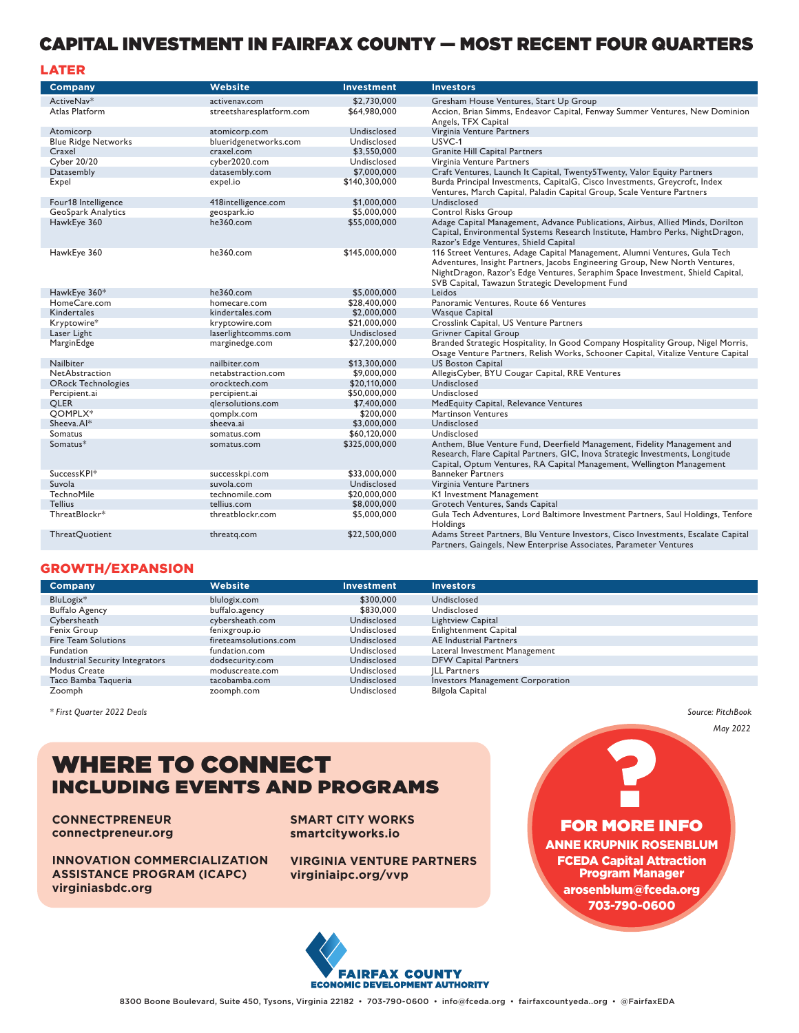# CAPITAL INVESTMENT IN FAIRFAX COUNTY — MOST RECENT FOUR QUARTERS

## LATER

| Company | Website | Investment | Investors |
|---|---|---|---|
| ActiveNav* | activenav.com | $2,730,000 | Gresham House Ventures, Start Up Group |
| Atlas Platform | streetsharesplatform.com | $64,980,000 | Accion, Brian Simms, Endeavor Capital, Fenway Summer Ventures, New Dominion Angels, TFX Capital |
| Atomicorp | atomicorp.com | Undisclosed | Virginia Venture Partners |
| Blue Ridge Networks | blueridgenetworks.com | Undisclosed | USVC-1 |
| Craxel | craxel.com | $3,550,000 | Granite Hill Capital Partners |
| Cyber 20/20 | cyber2020.com | Undisclosed | Virginia Venture Partners |
| Datasembly | datasembly.com | $7,000,000 | Craft Ventures, Launch It Capital, Twenty5Twenty, Valor Equity Partners |
| Expel | expel.io | $140,300,000 | Burda Principal Investments, CapitalG, Cisco Investments, Greycroft, Index Ventures, March Capital, Paladin Capital Group, Scale Venture Partners |
| Four18 Intelligence | 418intelligence.com | $1,000,000 | Undisclosed |
| GeoSpark Analytics | geospark.io | $5,000,000 | Control Risks Group |
| HawkEye 360 | he360.com | $55,000,000 | Adage Capital Management, Advance Publications, Airbus, Allied Minds, Dorilton Capital, Environmental Systems Research Institute, Hambro Perks, NightDragon, Razor's Edge Ventures, Shield Capital |
| HawkEye 360 | he360.com | $145,000,000 | 116 Street Ventures, Adage Capital Management, Alumni Ventures, Gula Tech Adventures, Insight Partners, Jacobs Engineering Group, New North Ventures, NightDragon, Razor's Edge Ventures, Seraphim Space Investment, Shield Capital, SVB Capital, Tawazun Strategic Development Fund |
| HawkEye 360* | he360.com | $5,000,000 | Leidos |
| HomeCare.com | homecare.com | $28,400,000 | Panoramic Ventures, Route 66 Ventures |
| Kindertales | kindertales.com | $2,000,000 | Wasque Capital |
| Kryptowire* | kryptowire.com | $21,000,000 | Crosslink Capital, US Venture Partners |
| Laser Light | laserlightcomms.com | Undisclosed | Grivner Capital Group |
| MarginEdge | marginedge.com | $27,200,000 | Branded Strategic Hospitality, In Good Company Hospitality Group, Nigel Morris, Osage Venture Partners, Relish Works, Schooner Capital, Vitalize Venture Capital |
| Nailbiter | nailbiter.com | $13,300,000 | US Boston Capital |
| NetAbstraction | netabstraction.com | $9,000,000 | AllegisCyber, BYU Cougar Capital, RRE Ventures |
| ORock Technologies | orocktech.com | $20,110,000 | Undisclosed |
| Percipient.ai | percipient.ai | $50,000,000 | Undisclosed |
| QLER | qlersolutions.com | $7,400,000 | MedEquity Capital, Relevance Ventures |
| QOMPLX* | qomplx.com | $200,000 | Martinson Ventures |
| Sheeva.AI* | sheeva.ai | $3,000,000 | Undisclosed |
| Somatus | somatus.com | $60,120,000 | Undisclosed |
| Somatus* | somatus.com | $325,000,000 | Anthem, Blue Venture Fund, Deerfield Management, Fidelity Management and Research, Flare Capital Partners, GIC, Inova Strategic Investments, Longitude Capital, Optum Ventures, RA Capital Management, Wellington Management |
| SuccessKPI* | successkpi.com | $33,000,000 | Banneker Partners |
| Suvola | suvola.com | Undisclosed | Virginia Venture Partners |
| TechnoMile | technomile.com | $20,000,000 | K1 Investment Management |
| Tellius | tellius.com | $8,000,000 | Grotech Ventures, Sands Capital |
| ThreatBlockr* | threatblockr.com | $5,000,000 | Gula Tech Adventures, Lord Baltimore Investment Partners, Saul Holdings, Tenfore Holdings |
| ThreatQuotient | threatq.com | $22,500,000 | Adams Street Partners, Blu Venture Investors, Cisco Investments, Escalate Capital Partners, Gaingels, New Enterprise Associates, Parameter Ventures |

## GROWTH/EXPANSION

| Company | Website | Investment | Investors |
|---|---|---|---|
| BluLogix* | blulogix.com | $300,000 | Undisclosed |
| Buffalo Agency | buffalo.agency | $830,000 | Undisclosed |
| Cybersheath | cybersheath.com | Undisclosed | Lightview Capital |
| Fenix Group | fenixgroup.io | Undisclosed | Enlightenment Capital |
| Fire Team Solutions | fireteamsolutions.com | Undisclosed | AE Industrial Partners |
| Fundation | fundation.com | Undisclosed | Lateral Investment Management |
| Industrial Security Integrators | dodsecurity.com | Undisclosed | DFW Capital Partners |
| Modus Create | moduscreate.com | Undisclosed | JLL Partners |
| Taco Bamba Taqueria | tacobamba.com | Undisclosed | Investors Management Corporation |
| Zoomph | zoomph.com | Undisclosed | Bilgola Capital |

*\* First Quarter 2022 Deals*

*Source: PitchBook*

*May 2022*

## WHERE TO CONNECT
### INCLUDING EVENTS AND PROGRAMS

**CONNECTPRENEUR**
**connectpreneur.org**

**INNOVATION COMMERCIALIZATION ASSISTANCE PROGRAM (ICAPC)**
**virginiasbdc.org**

**SMART CITY WORKS**
**smartcityworks.io**

**VIRGINIA VENTURE PARTNERS**
**virginiaipc.org/vvp**

**?**

**FOR MORE INFO**
**ANNE KRUPNIK ROSENBLUM**
**FCEDA Capital Attraction Program Manager**
**arosenblum@fceda.org**
**703-790-0600**

**FAIRFAX COUNTY ECONOMIC DEVELOPMENT AUTHORITY**

8300 Boone Boulevard, Suite 450, Tysons, Virginia 22182 • 703-790-0600 • info@fceda.org • fairfaxcountyeda..org • @FairfaxEDA